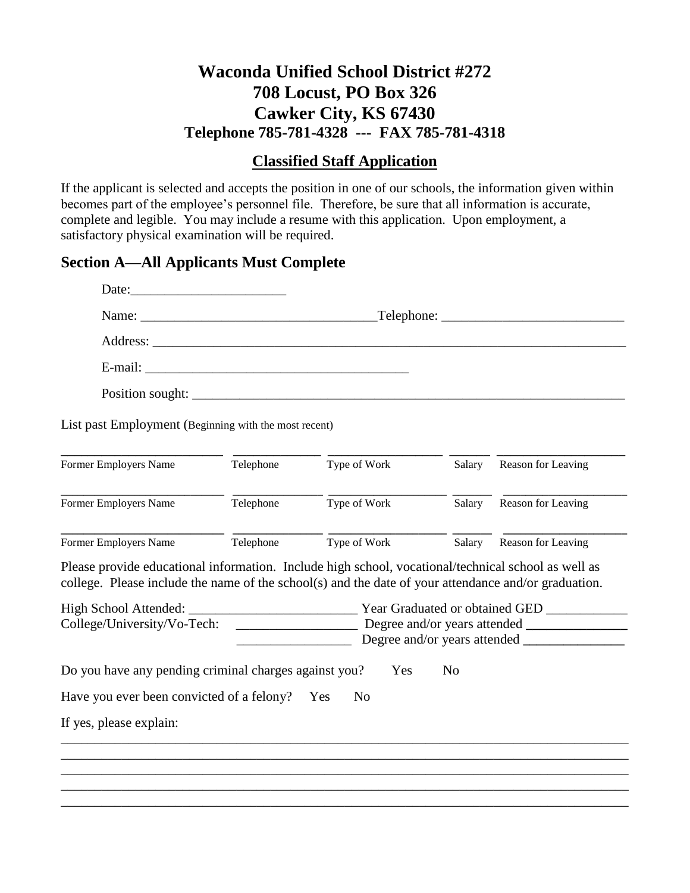# Waconda Unified School District #272
# 708 Locust, PO Box 326
# Cawker City, KS 67430
### Telephone 785-781-4328 --- FAX 785-781-4318

## Classified Staff Application

If the applicant is selected and accepts the position in one of our schools, the information given within becomes part of the employee's personnel file. Therefore, be sure that all information is accurate, complete and legible. You may include a resume with this application. Upon employment, a satisfactory physical examination will be required.

## Section A—All Applicants Must Complete

Date:______________________

Name: _________________________________Telephone: _________________________

Address: ____________________________________________________________________

E-mail: _____________________________________

Position sought: ______________________________________________________________

List past Employment (Beginning with the most recent)

| Former Employers Name | Telephone | Type of Work | Salary | Reason for Leaving |
|---|---|---|---|---|
| | | | | |
| | | | | |
| | | | | |

Please provide educational information. Include high school, vocational/technical school as well as college. Please include the name of the school(s) and the date of your attendance and/or graduation.

High School Attended: ________________________ Year Graduated or obtained GED ___________

College/University/Vo-Tech: _________________ Degree and/or years attended _______________

_________________ Degree and/or years attended _______________

Do you have any pending criminal charges against you? Yes No

Have you ever been convicted of a felony? Yes No

If yes, please explain:

_______________________________________________________________________________

_______________________________________________________________________________

_______________________________________________________________________________

_______________________________________________________________________________

_______________________________________________________________________________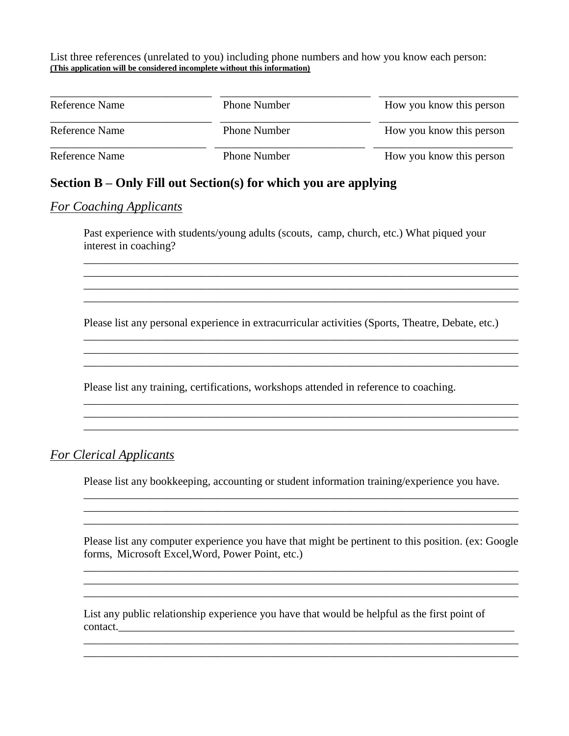List three references (unrelated to you) including phone numbers and how you know each person:
**(This application will be considered incomplete without this information)**

| Reference Name | Phone Number | How you know this person |
|---|---|---|
| | | |
| Reference Name | Phone Number | How you know this person |
| | | |
| Reference Name | Phone Number | How you know this person |

## Section B – Only Fill out Section(s) for which you are applying

### *For Coaching Applicants*

Past experience with students/young adults (scouts, camp, church, etc.) What piqued your interest in coaching?

\_\_\_\_\_\_\_\_\_\_\_\_\_\_\_\_\_\_\_\_\_\_\_\_\_\_\_\_\_\_\_\_\_\_\_\_\_\_\_\_\_\_\_\_\_\_\_\_\_\_\_\_\_\_\_\_\_\_\_\_\_\_\_\_\_\_\_\_\_\_\_\_\_\_\_\_
\_\_\_\_\_\_\_\_\_\_\_\_\_\_\_\_\_\_\_\_\_\_\_\_\_\_\_\_\_\_\_\_\_\_\_\_\_\_\_\_\_\_\_\_\_\_\_\_\_\_\_\_\_\_\_\_\_\_\_\_\_\_\_\_\_\_\_\_\_\_\_\_\_\_\_\_
\_\_\_\_\_\_\_\_\_\_\_\_\_\_\_\_\_\_\_\_\_\_\_\_\_\_\_\_\_\_\_\_\_\_\_\_\_\_\_\_\_\_\_\_\_\_\_\_\_\_\_\_\_\_\_\_\_\_\_\_\_\_\_\_\_\_\_\_\_\_\_\_\_\_\_\_
\_\_\_\_\_\_\_\_\_\_\_\_\_\_\_\_\_\_\_\_\_\_\_\_\_\_\_\_\_\_\_\_\_\_\_\_\_\_\_\_\_\_\_\_\_\_\_\_\_\_\_\_\_\_\_\_\_\_\_\_\_\_\_\_\_\_\_\_\_\_\_\_\_\_\_\_

Please list any personal experience in extracurricular activities (Sports, Theatre, Debate, etc.)

\_\_\_\_\_\_\_\_\_\_\_\_\_\_\_\_\_\_\_\_\_\_\_\_\_\_\_\_\_\_\_\_\_\_\_\_\_\_\_\_\_\_\_\_\_\_\_\_\_\_\_\_\_\_\_\_\_\_\_\_\_\_\_\_\_\_\_\_\_\_\_\_\_\_\_\_
\_\_\_\_\_\_\_\_\_\_\_\_\_\_\_\_\_\_\_\_\_\_\_\_\_\_\_\_\_\_\_\_\_\_\_\_\_\_\_\_\_\_\_\_\_\_\_\_\_\_\_\_\_\_\_\_\_\_\_\_\_\_\_\_\_\_\_\_\_\_\_\_\_\_\_\_
\_\_\_\_\_\_\_\_\_\_\_\_\_\_\_\_\_\_\_\_\_\_\_\_\_\_\_\_\_\_\_\_\_\_\_\_\_\_\_\_\_\_\_\_\_\_\_\_\_\_\_\_\_\_\_\_\_\_\_\_\_\_\_\_\_\_\_\_\_\_\_\_\_\_\_\_

Please list any training, certifications, workshops attended in reference to coaching.

\_\_\_\_\_\_\_\_\_\_\_\_\_\_\_\_\_\_\_\_\_\_\_\_\_\_\_\_\_\_\_\_\_\_\_\_\_\_\_\_\_\_\_\_\_\_\_\_\_\_\_\_\_\_\_\_\_\_\_\_\_\_\_\_\_\_\_\_\_\_\_\_\_\_\_\_
\_\_\_\_\_\_\_\_\_\_\_\_\_\_\_\_\_\_\_\_\_\_\_\_\_\_\_\_\_\_\_\_\_\_\_\_\_\_\_\_\_\_\_\_\_\_\_\_\_\_\_\_\_\_\_\_\_\_\_\_\_\_\_\_\_\_\_\_\_\_\_\_\_\_\_\_
\_\_\_\_\_\_\_\_\_\_\_\_\_\_\_\_\_\_\_\_\_\_\_\_\_\_\_\_\_\_\_\_\_\_\_\_\_\_\_\_\_\_\_\_\_\_\_\_\_\_\_\_\_\_\_\_\_\_\_\_\_\_\_\_\_\_\_\_\_\_\_\_\_\_\_\_

### *For Clerical Applicants*

Please list any bookkeeping, accounting or student information training/experience you have.

\_\_\_\_\_\_\_\_\_\_\_\_\_\_\_\_\_\_\_\_\_\_\_\_\_\_\_\_\_\_\_\_\_\_\_\_\_\_\_\_\_\_\_\_\_\_\_\_\_\_\_\_\_\_\_\_\_\_\_\_\_\_\_\_\_\_\_\_\_\_\_\_\_\_\_\_
\_\_\_\_\_\_\_\_\_\_\_\_\_\_\_\_\_\_\_\_\_\_\_\_\_\_\_\_\_\_\_\_\_\_\_\_\_\_\_\_\_\_\_\_\_\_\_\_\_\_\_\_\_\_\_\_\_\_\_\_\_\_\_\_\_\_\_\_\_\_\_\_\_\_\_\_
\_\_\_\_\_\_\_\_\_\_\_\_\_\_\_\_\_\_\_\_\_\_\_\_\_\_\_\_\_\_\_\_\_\_\_\_\_\_\_\_\_\_\_\_\_\_\_\_\_\_\_\_\_\_\_\_\_\_\_\_\_\_\_\_\_\_\_\_\_\_\_\_\_\_\_\_

Please list any computer experience you have that might be pertinent to this position. (ex: Google forms, Microsoft Excel,Word, Power Point, etc.)

\_\_\_\_\_\_\_\_\_\_\_\_\_\_\_\_\_\_\_\_\_\_\_\_\_\_\_\_\_\_\_\_\_\_\_\_\_\_\_\_\_\_\_\_\_\_\_\_\_\_\_\_\_\_\_\_\_\_\_\_\_\_\_\_\_\_\_\_\_\_\_\_\_\_\_\_
\_\_\_\_\_\_\_\_\_\_\_\_\_\_\_\_\_\_\_\_\_\_\_\_\_\_\_\_\_\_\_\_\_\_\_\_\_\_\_\_\_\_\_\_\_\_\_\_\_\_\_\_\_\_\_\_\_\_\_\_\_\_\_\_\_\_\_\_\_\_\_\_\_\_\_\_
\_\_\_\_\_\_\_\_\_\_\_\_\_\_\_\_\_\_\_\_\_\_\_\_\_\_\_\_\_\_\_\_\_\_\_\_\_\_\_\_\_\_\_\_\_\_\_\_\_\_\_\_\_\_\_\_\_\_\_\_\_\_\_\_\_\_\_\_\_\_\_\_\_\_\_\_

List any public relationship experience you have that would be helpful as the first point of contact.\_\_\_\_\_\_\_\_\_\_\_\_\_\_\_\_\_\_\_\_\_\_\_\_\_\_\_\_\_\_\_\_\_\_\_\_\_\_\_\_\_\_\_\_\_\_\_\_\_\_\_\_\_\_\_\_\_\_\_\_\_\_\_\_
\_\_\_\_\_\_\_\_\_\_\_\_\_\_\_\_\_\_\_\_\_\_\_\_\_\_\_\_\_\_\_\_\_\_\_\_\_\_\_\_\_\_\_\_\_\_\_\_\_\_\_\_\_\_\_\_\_\_\_\_\_\_\_\_\_\_\_\_\_\_\_\_\_\_\_\_
\_\_\_\_\_\_\_\_\_\_\_\_\_\_\_\_\_\_\_\_\_\_\_\_\_\_\_\_\_\_\_\_\_\_\_\_\_\_\_\_\_\_\_\_\_\_\_\_\_\_\_\_\_\_\_\_\_\_\_\_\_\_\_\_\_\_\_\_\_\_\_\_\_\_\_\_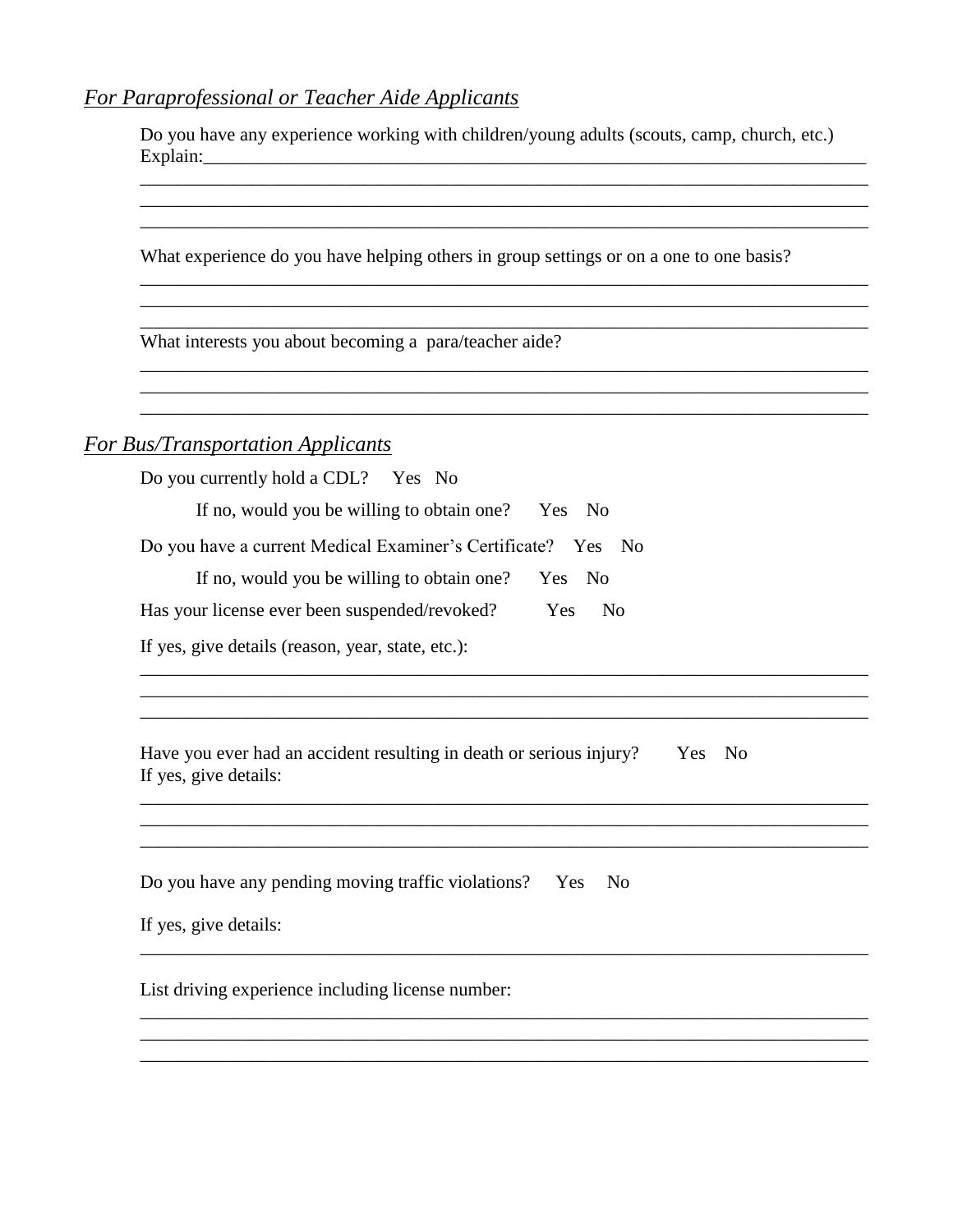## *For Paraprofessional or Teacher Aide Applicants*

Do you have any experience working with children/young adults (scouts, camp, church, etc.)
Explain:___________________________________________________________________________
_____________________________________________________________________________
_____________________________________________________________________________
_____________________________________________________________________________

What experience do you have helping others in group settings or on a one to one basis?
_____________________________________________________________________________
_____________________________________________________________________________
_____________________________________________________________________________

What interests you about becoming a para/teacher aide?
_____________________________________________________________________________
_____________________________________________________________________________
_____________________________________________________________________________

## *For Bus/Transportation Applicants*

Do you currently hold a CDL? Yes No

If no, would you be willing to obtain one? Yes No

Do you have a current Medical Examiner's Certificate? Yes No

If no, would you be willing to obtain one? Yes No

Has your license ever been suspended/revoked? Yes No

If yes, give details (reason, year, state, etc.):
_____________________________________________________________________________
_____________________________________________________________________________
_____________________________________________________________________________

Have you ever had an accident resulting in death or serious injury? Yes No
If yes, give details:
_____________________________________________________________________________
_____________________________________________________________________________
_____________________________________________________________________________

Do you have any pending moving traffic violations? Yes No

If yes, give details:
_____________________________________________________________________________

List driving experience including license number:
_____________________________________________________________________________
_____________________________________________________________________________
_____________________________________________________________________________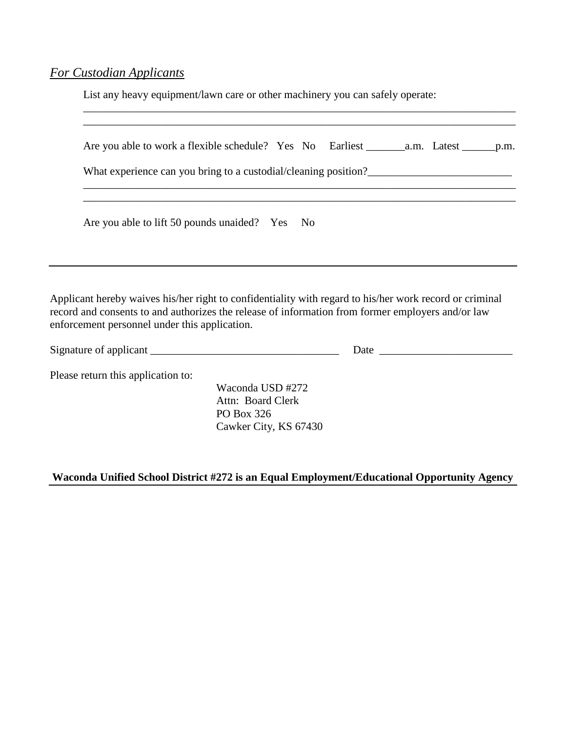*For Custodian Applicants*

List any heavy equipment/lawn care or other machinery you can safely operate:

________________________________________________________________________________
________________________________________________________________________________

Are you able to work a flexible schedule? Yes No Earliest _______a.m. Latest ______p.m.

What experience can you bring to a custodial/cleaning position?_________________________
________________________________________________________________________________
________________________________________________________________________________

Are you able to lift 50 pounds unaided? Yes No

---

Applicant hereby waives his/her right to confidentiality with regard to his/her work record or criminal record and consents to and authorizes the release of information from former employers and/or law enforcement personnel under this application.

Signature of applicant __________________________________ Date ________________________

Please return this application to:

Waconda USD #272
Attn: Board Clerk
PO Box 326
Cawker City, KS 67430

**Waconda Unified School District #272 is an Equal Employment/Educational Opportunity Agency**